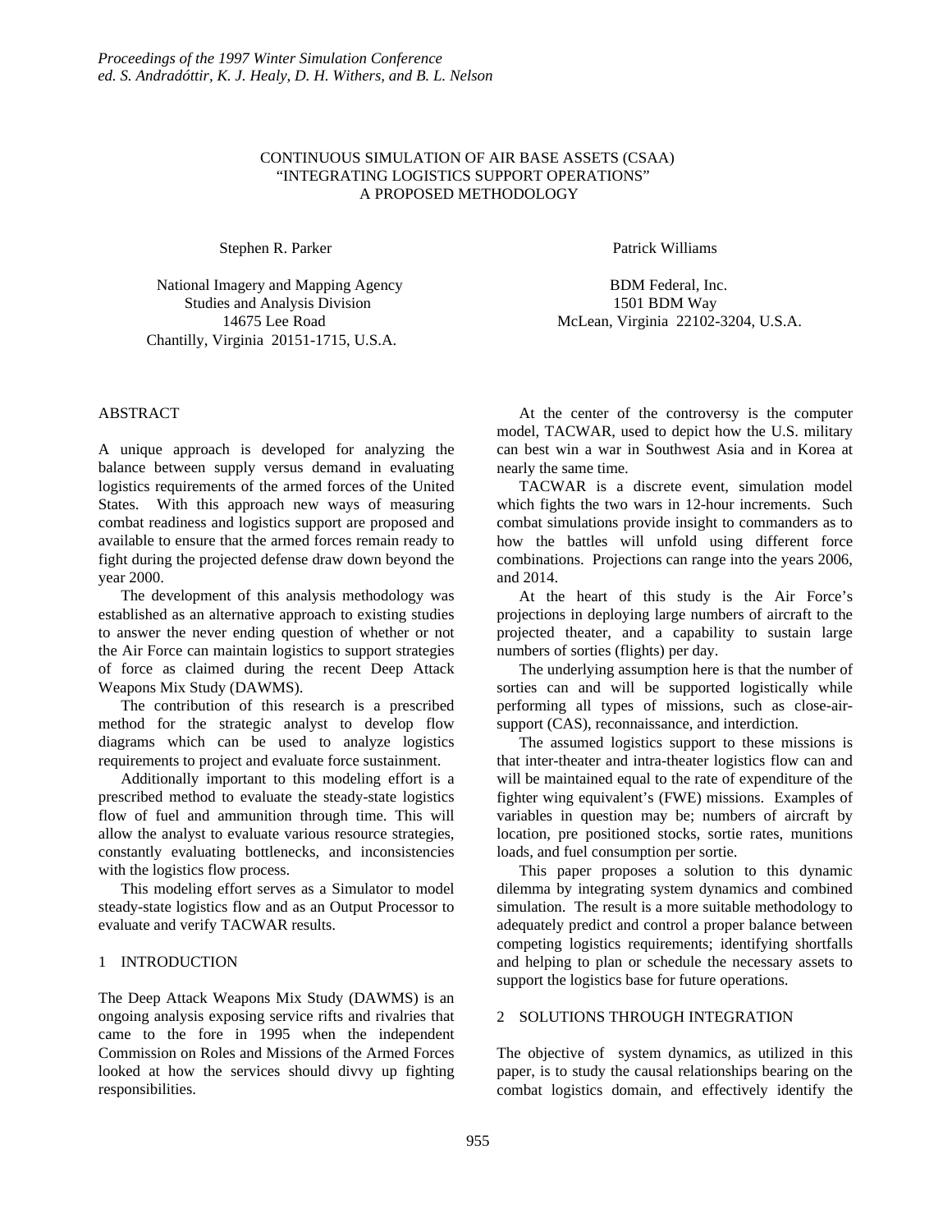# CONTINUOUS SIMULATION OF AIR BASE ASSETS (CSAA) "INTEGRATING LOGISTICS SUPPORT OPERATIONS" A PROPOSED METHODOLOGY

Stephen R. Parker

National Imagery and Mapping Agency
Studies and Analysis Division
14675 Lee Road
Chantilly, Virginia 20151-1715, U.S.A.

Patrick Williams

BDM Federal, Inc.
1501 BDM Way
McLean, Virginia 22102-3204, U.S.A.

## ABSTRACT

A unique approach is developed for analyzing the balance between supply versus demand in evaluating logistics requirements of the armed forces of the United States. With this approach new ways of measuring combat readiness and logistics support are proposed and available to ensure that the armed forces remain ready to fight during the projected defense draw down beyond the year 2000.

The development of this analysis methodology was established as an alternative approach to existing studies to answer the never ending question of whether or not the Air Force can maintain logistics to support strategies of force as claimed during the recent Deep Attack Weapons Mix Study (DAWMS).

The contribution of this research is a prescribed method for the strategic analyst to develop flow diagrams which can be used to analyze logistics requirements to project and evaluate force sustainment.

Additionally important to this modeling effort is a prescribed method to evaluate the steady-state logistics flow of fuel and ammunition through time. This will allow the analyst to evaluate various resource strategies, constantly evaluating bottlenecks, and inconsistencies with the logistics flow process.

This modeling effort serves as a Simulator to model steady-state logistics flow and as an Output Processor to evaluate and verify TACWAR results.

## 1 INTRODUCTION

The Deep Attack Weapons Mix Study (DAWMS) is an ongoing analysis exposing service rifts and rivalries that came to the fore in 1995 when the independent Commission on Roles and Missions of the Armed Forces looked at how the services should divvy up fighting responsibilities.

At the center of the controversy is the computer model, TACWAR, used to depict how the U.S. military can best win a war in Southwest Asia and in Korea at nearly the same time.

TACWAR is a discrete event, simulation model which fights the two wars in 12-hour increments. Such combat simulations provide insight to commanders as to how the battles will unfold using different force combinations. Projections can range into the years 2006, and 2014.

At the heart of this study is the Air Force's projections in deploying large numbers of aircraft to the projected theater, and a capability to sustain large numbers of sorties (flights) per day.

The underlying assumption here is that the number of sorties can and will be supported logistically while performing all types of missions, such as close-air-support (CAS), reconnaissance, and interdiction.

The assumed logistics support to these missions is that inter-theater and intra-theater logistics flow can and will be maintained equal to the rate of expenditure of the fighter wing equivalent's (FWE) missions. Examples of variables in question may be; numbers of aircraft by location, pre positioned stocks, sortie rates, munitions loads, and fuel consumption per sortie.

This paper proposes a solution to this dynamic dilemma by integrating system dynamics and combined simulation. The result is a more suitable methodology to adequately predict and control a proper balance between competing logistics requirements; identifying shortfalls and helping to plan or schedule the necessary assets to support the logistics base for future operations.

## 2 SOLUTIONS THROUGH INTEGRATION

The objective of system dynamics, as utilized in this paper, is to study the causal relationships bearing on the combat logistics domain, and effectively identify the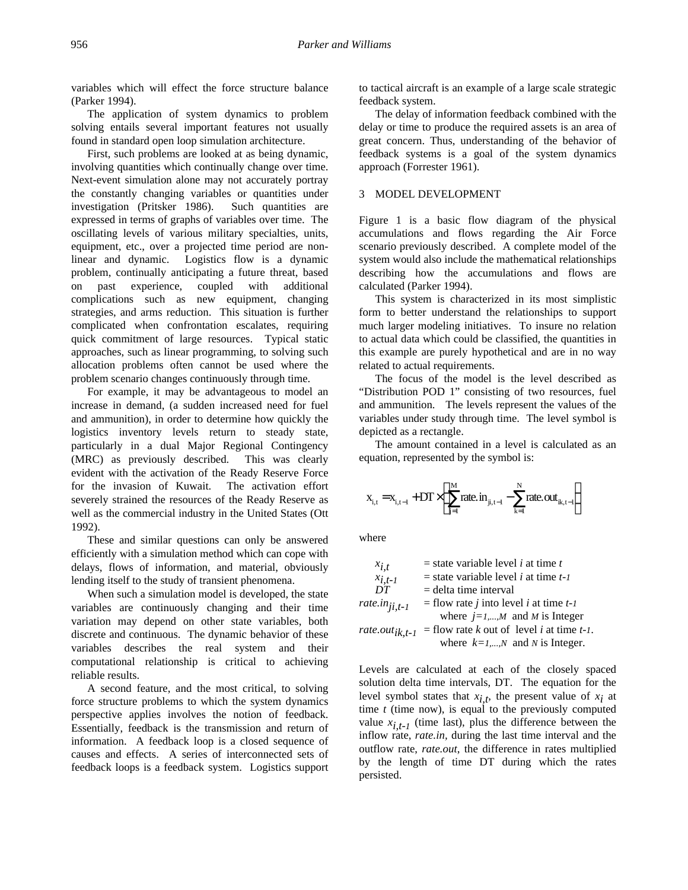variables which will effect the force structure balance (Parker 1994).

The application of system dynamics to problem solving entails several important features not usually found in standard open loop simulation architecture.

First, such problems are looked at as being dynamic, involving quantities which continually change over time. Next-event simulation alone may not accurately portray the constantly changing variables or quantities under investigation (Pritsker 1986). Such quantities are expressed in terms of graphs of variables over time. The oscillating levels of various military specialties, units, equipment, etc., over a projected time period are non-linear and dynamic. Logistics flow is a dynamic problem, continually anticipating a future threat, based on past experience, coupled with additional complications such as new equipment, changing strategies, and arms reduction. This situation is further complicated when confrontation escalates, requiring quick commitment of large resources. Typical static approaches, such as linear programming, to solving such allocation problems often cannot be used where the problem scenario changes continuously through time.

For example, it may be advantageous to model an increase in demand, (a sudden increased need for fuel and ammunition), in order to determine how quickly the logistics inventory levels return to steady state, particularly in a dual Major Regional Contingency (MRC) as previously described. This was clearly evident with the activation of the Ready Reserve Force for the invasion of Kuwait. The activation effort severely strained the resources of the Ready Reserve as well as the commercial industry in the United States (Ott 1992).

These and similar questions can only be answered efficiently with a simulation method which can cope with delays, flows of information, and material, obviously lending itself to the study of transient phenomena.

When such a simulation model is developed, the state variables are continuously changing and their time variation may depend on other state variables, both discrete and continuous. The dynamic behavior of these variables describes the real system and their computational relationship is critical to achieving reliable results.

A second feature, and the most critical, to solving force structure problems to which the system dynamics perspective applies involves the notion of feedback. Essentially, feedback is the transmission and return of information. A feedback loop is a closed sequence of causes and effects. A series of interconnected sets of feedback loops is a feedback system. Logistics support to tactical aircraft is an example of a large scale strategic feedback system.

The delay of information feedback combined with the delay or time to produce the required assets is an area of great concern. Thus, understanding of the behavior of feedback systems is a goal of the system dynamics approach (Forrester 1961).

## 3 MODEL DEVELOPMENT

Figure 1 is a basic flow diagram of the physical accumulations and flows regarding the Air Force scenario previously described. A complete model of the system would also include the mathematical relationships describing how the accumulations and flows are calculated (Parker 1994).

This system is characterized in its most simplistic form to better understand the relationships to support much larger modeling initiatives. To insure no relation to actual data which could be classified, the quantities in this example are purely hypothetical and are in no way related to actual requirements.

The focus of the model is the level described as "Distribution POD 1" consisting of two resources, fuel and ammunition. The levels represent the values of the variables under study through time. The level symbol is depicted as a rectangle.

The amount contained in a level is calculated as an equation, represented by the symbol is:

$$x_{i,t} = x_{i,t-1} + DT \times \left( \sum_{j=1}^{M} rate.in_{ji,t-1} - \sum_{k=1}^{N} rate.out_{ik,t-1} \right)$$

where

| | |
|---|---|
| $x_{i,t}$ | = state variable level $i$ at time $t$ |
| $x_{i,t-1}$ | = state variable level $i$ at time $t-1$ |
| $DT$ | = delta time interval |
| $rate.in_{ji,t-1}$ | = flow rate $j$ into level $i$ at time $t-1$ where $j=1,...,M$ and $M$ is Integer |
| $rate.out_{ik,t-1}$ | = flow rate $k$ out of level $i$ at time $t-1$. where $k=1,...,N$ and $N$ is Integer. |

Levels are calculated at each of the closely spaced solution delta time intervals, DT. The equation for the level symbol states that $x_{i,t}$, the present value of $x_i$ at time $t$ (time now), is equal to the previously computed value $x_{i,t-1}$ (time last), plus the difference between the inflow rate, *rate.in*, during the last time interval and the outflow rate, *rate.out*, the difference in rates multiplied by the length of time DT during which the rates persisted.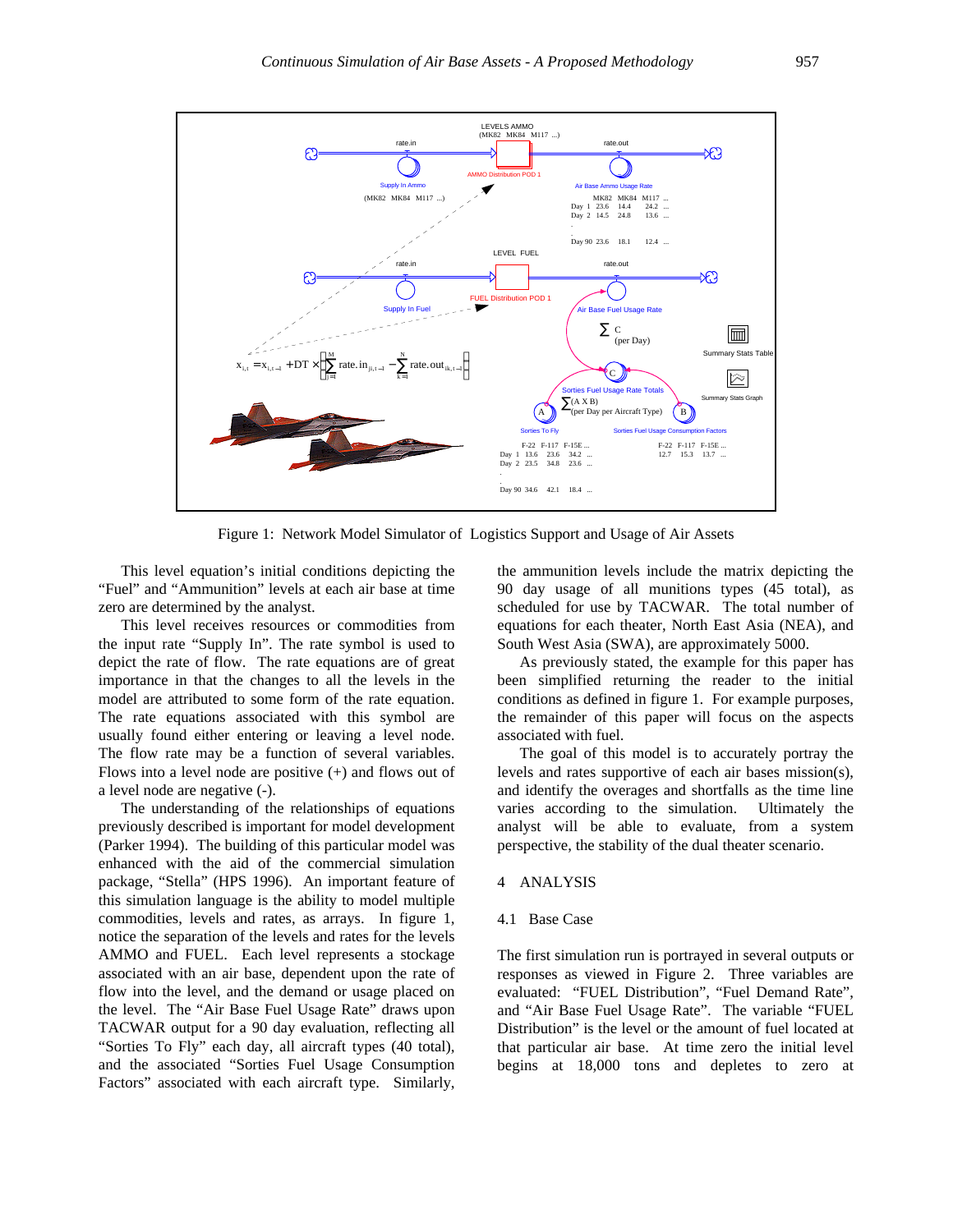Figure 1: Network Model Simulator of Logistics Support and Usage of Air Assets

This level equation's initial conditions depicting the "Fuel" and "Ammunition" levels at each air base at time zero are determined by the analyst.

This level receives resources or commodities from the input rate "Supply In". The rate symbol is used to depict the rate of flow. The rate equations are of great importance in that the changes to all the levels in the model are attributed to some form of the rate equation. The rate equations associated with this symbol are usually found either entering or leaving a level node. The flow rate may be a function of several variables. Flows into a level node are positive (+) and flows out of a level node are negative (-).

The understanding of the relationships of equations previously described is important for model development (Parker 1994). The building of this particular model was enhanced with the aid of the commercial simulation package, "Stella" (HPS 1996). An important feature of this simulation language is the ability to model multiple commodities, levels and rates, as arrays. In figure 1, notice the separation of the levels and rates for the levels AMMO and FUEL. Each level represents a stockage associated with an air base, dependent upon the rate of flow into the level, and the demand or usage placed on the level. The "Air Base Fuel Usage Rate" draws upon TACWAR output for a 90 day evaluation, reflecting all "Sorties To Fly" each day, all aircraft types (40 total), and the associated "Sorties Fuel Usage Consumption Factors" associated with each aircraft type. Similarly, the ammunition levels include the matrix depicting the 90 day usage of all munitions types (45 total), as scheduled for use by TACWAR. The total number of equations for each theater, North East Asia (NEA), and South West Asia (SWA), are approximately 5000.

As previously stated, the example for this paper has been simplified returning the reader to the initial conditions as defined in figure 1. For example purposes, the remainder of this paper will focus on the aspects associated with fuel.

The goal of this model is to accurately portray the levels and rates supportive of each air bases mission(s), and identify the overages and shortfalls as the time line varies according to the simulation. Ultimately the analyst will be able to evaluate, from a system perspective, the stability of the dual theater scenario.

## 4 ANALYSIS

### 4.1 Base Case

The first simulation run is portrayed in several outputs or responses as viewed in Figure 2. Three variables are evaluated: "FUEL Distribution", "Fuel Demand Rate", and "Air Base Fuel Usage Rate". The variable "FUEL Distribution" is the level or the amount of fuel located at that particular air base. At time zero the initial level begins at 18,000 tons and depletes to zero at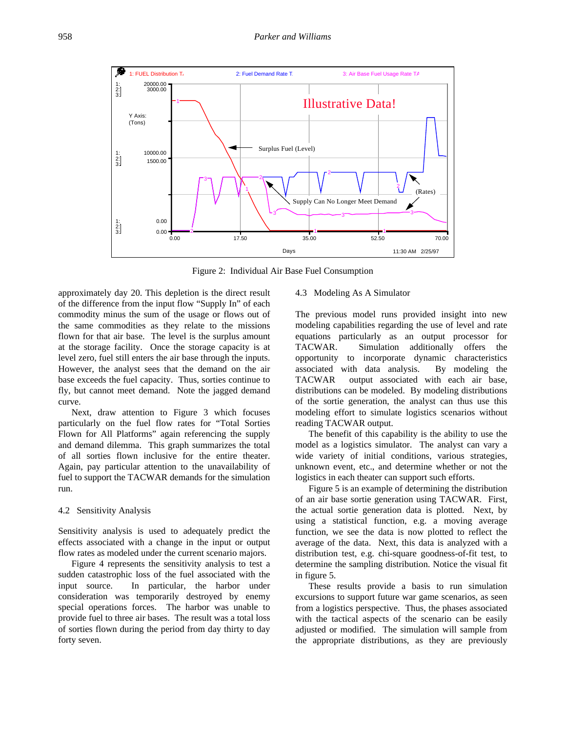Figure 2: Individual Air Base Fuel Consumption

approximately day 20. This depletion is the direct result of the difference from the input flow "Supply In" of each commodity minus the sum of the usage or flows out of the same commodities as they relate to the missions flown for that air base. The level is the surplus amount at the storage facility. Once the storage capacity is at level zero, fuel still enters the air base through the inputs. However, the analyst sees that the demand on the air base exceeds the fuel capacity. Thus, sorties continue to fly, but cannot meet demand. Note the jagged demand curve.

Next, draw attention to Figure 3 which focuses particularly on the fuel flow rates for "Total Sorties Flown for All Platforms" again referencing the supply and demand dilemma. This graph summarizes the total of all sorties flown inclusive for the entire theater. Again, pay particular attention to the unavailability of fuel to support the TACWAR demands for the simulation run.

### 4.2 Sensitivity Analysis

Sensitivity analysis is used to adequately predict the effects associated with a change in the input or output flow rates as modeled under the current scenario majors.

Figure 4 represents the sensitivity analysis to test a sudden catastrophic loss of the fuel associated with the input source. In particular, the harbor under consideration was temporarily destroyed by enemy special operations forces. The harbor was unable to provide fuel to three air bases. The result was a total loss of sorties flown during the period from day thirty to day forty seven.

### 4.3 Modeling As A Simulator

The previous model runs provided insight into new modeling capabilities regarding the use of level and rate equations particularly as an output processor for TACWAR. Simulation additionally offers the opportunity to incorporate dynamic characteristics associated with data analysis. By modeling the TACWAR output associated with each air base, distributions can be modeled. By modeling distributions of the sortie generation, the analyst can thus use this modeling effort to simulate logistics scenarios without reading TACWAR output.

The benefit of this capability is the ability to use the model as a logistics simulator. The analyst can vary a wide variety of initial conditions, various strategies, unknown event, etc., and determine whether or not the logistics in each theater can support such efforts.

Figure 5 is an example of determining the distribution of an air base sortie generation using TACWAR. First, the actual sortie generation data is plotted. Next, by using a statistical function, e.g. a moving average function, we see the data is now plotted to reflect the average of the data. Next, this data is analyzed with a distribution test, e.g. chi-square goodness-of-fit test, to determine the sampling distribution. Notice the visual fit in figure 5.

These results provide a basis to run simulation excursions to support future war game scenarios, as seen from a logistics perspective. Thus, the phases associated with the tactical aspects of the scenario can be easily adjusted or modified. The simulation will sample from the appropriate distributions, as they are previously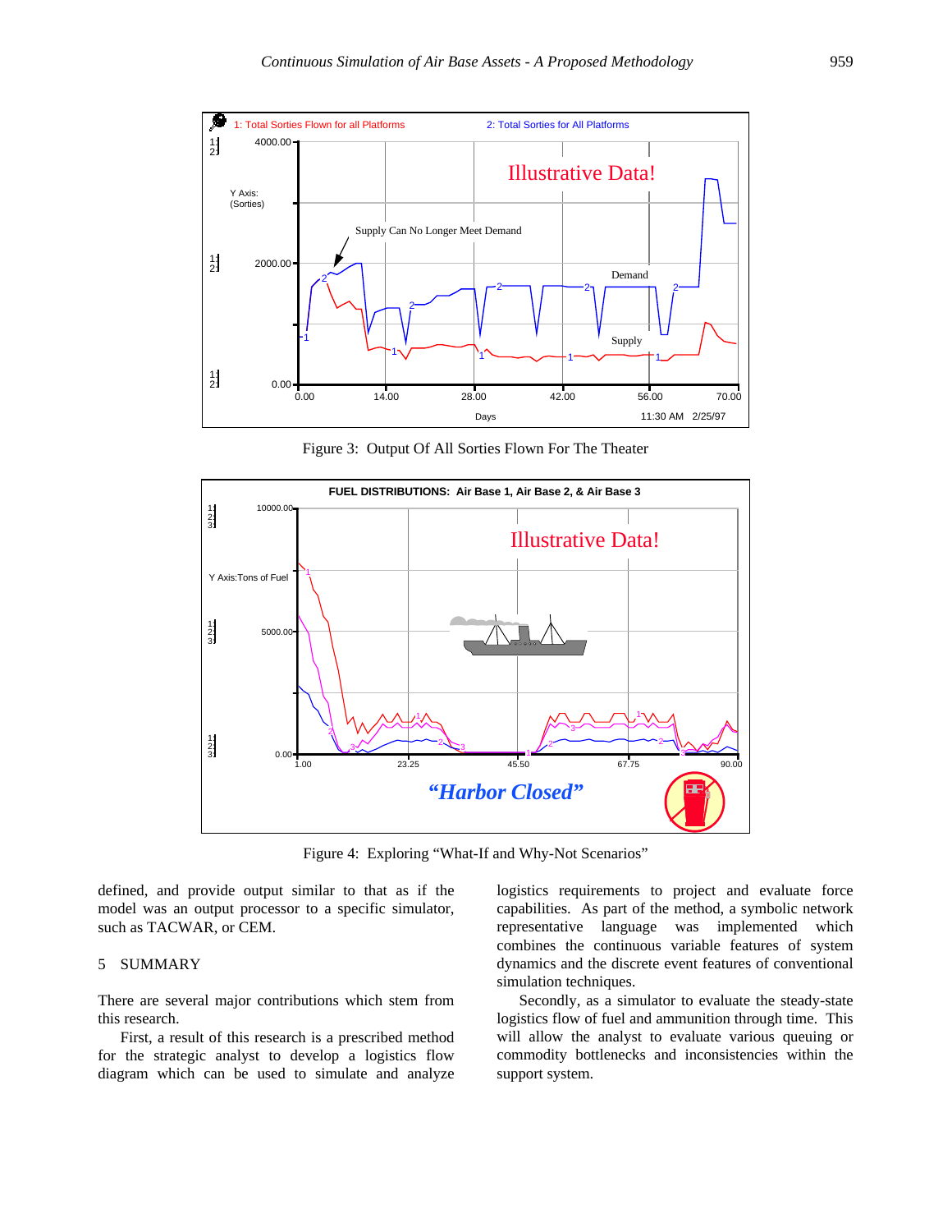Figure 3: Output Of All Sorties Flown For The Theater

Figure 4: Exploring "What-If and Why-Not Scenarios"

defined, and provide output similar to that as if the model was an output processor to a specific simulator, such as TACWAR, or CEM.

## 5 SUMMARY

There are several major contributions which stem from this research.

First, a result of this research is a prescribed method for the strategic analyst to develop a logistics flow diagram which can be used to simulate and analyze logistics requirements to project and evaluate force capabilities. As part of the method, a symbolic network representative language was implemented which combines the continuous variable features of system dynamics and the discrete event features of conventional simulation techniques.

Secondly, as a simulator to evaluate the steady-state logistics flow of fuel and ammunition through time. This will allow the analyst to evaluate various queuing or commodity bottlenecks and inconsistencies within the support system.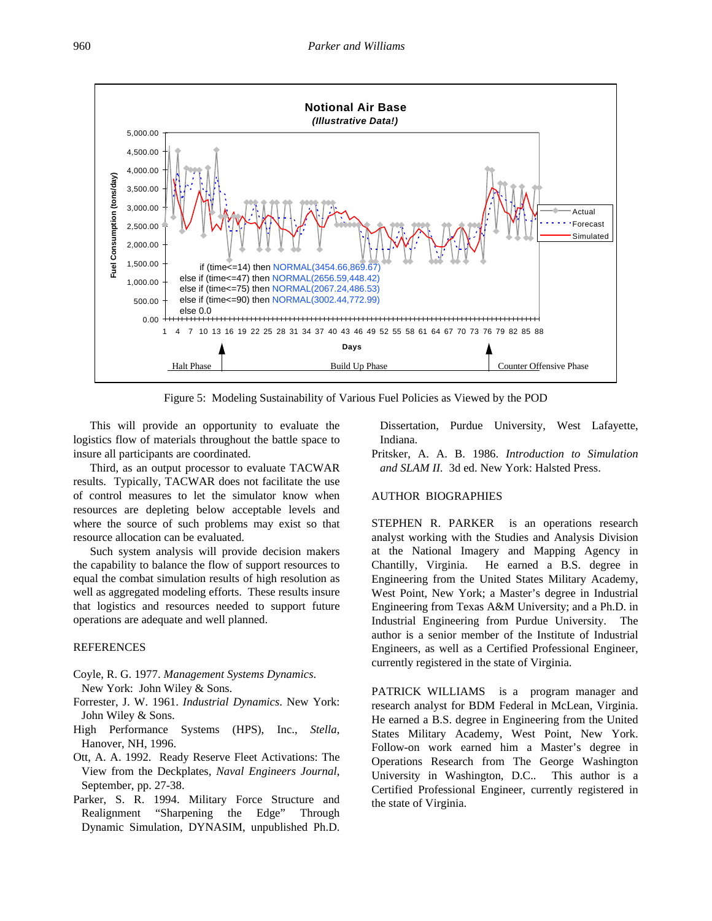Notional Air Base

*(Illustrative Data!)*

Fuel Consumption (tons/day)

5,000.00
4,500.00
4,000.00
3,500.00
3,000.00
2,500.00
2,000.00
1,500.00
1,000.00
500.00
0.00

if (time<=14) then NORMAL(3454.66,869.67)
else if (time<=47) then NORMAL(2656.59,448.42)
else if (time<=75) then NORMAL(2067.24,486.53)
else if (time<=90) then NORMAL(3002.44,772.99)
else 0.0

Actual
Forecast
Simulated

1 4 7 10 13 16 19 22 25 28 31 34 37 40 43 46 49 52 55 58 61 64 67 70 73 76 79 82 85 88

Days

Halt Phase
Build Up Phase
Counter Offensive Phase

Figure 5: Modeling Sustainability of Various Fuel Policies as Viewed by the POD

This will provide an opportunity to evaluate the logistics flow of materials throughout the battle space to insure all participants are coordinated.

Third, as an output processor to evaluate TACWAR results. Typically, TACWAR does not facilitate the use of control measures to let the simulator know when resources are depleting below acceptable levels and where the source of such problems may exist so that resource allocation can be evaluated.

Such system analysis will provide decision makers the capability to balance the flow of support resources to equal the combat simulation results of high resolution as well as aggregated modeling efforts. These results insure that logistics and resources needed to support future operations are adequate and well planned.

## REFERENCES

Coyle, R. G. 1977. *Management Systems Dynamics*. New York: John Wiley & Sons.

Forrester, J. W. 1961. *Industrial Dynamics*. New York: John Wiley & Sons.

High Performance Systems (HPS), Inc., *Stella*, Hanover, NH, 1996.

Ott, A. A. 1992. Ready Reserve Fleet Activations: The View from the Deckplates, *Naval Engineers Journal*, September, pp. 27-38.

Parker, S. R. 1994. Military Force Structure and Realignment "Sharpening the Edge" Through Dynamic Simulation, DYNASIM, unpublished Ph.D. Dissertation, Purdue University, West Lafayette, Indiana.

Pritsker, A. A. B. 1986. *Introduction to Simulation and SLAM II*. 3d ed. New York: Halsted Press.

## AUTHOR BIOGRAPHIES

STEPHEN R. PARKER is an operations research analyst working with the Studies and Analysis Division at the National Imagery and Mapping Agency in Chantilly, Virginia. He earned a B.S. degree in Engineering from the United States Military Academy, West Point, New York; a Master's degree in Industrial Engineering from Texas A&M University; and a Ph.D. in Industrial Engineering from Purdue University. The author is a senior member of the Institute of Industrial Engineers, as well as a Certified Professional Engineer, currently registered in the state of Virginia.

PATRICK WILLIAMS is a program manager and research analyst for BDM Federal in McLean, Virginia. He earned a B.S. degree in Engineering from the United States Military Academy, West Point, New York. Follow-on work earned him a Master's degree in Operations Research from The George Washington University in Washington, D.C.. This author is a Certified Professional Engineer, currently registered in the state of Virginia.